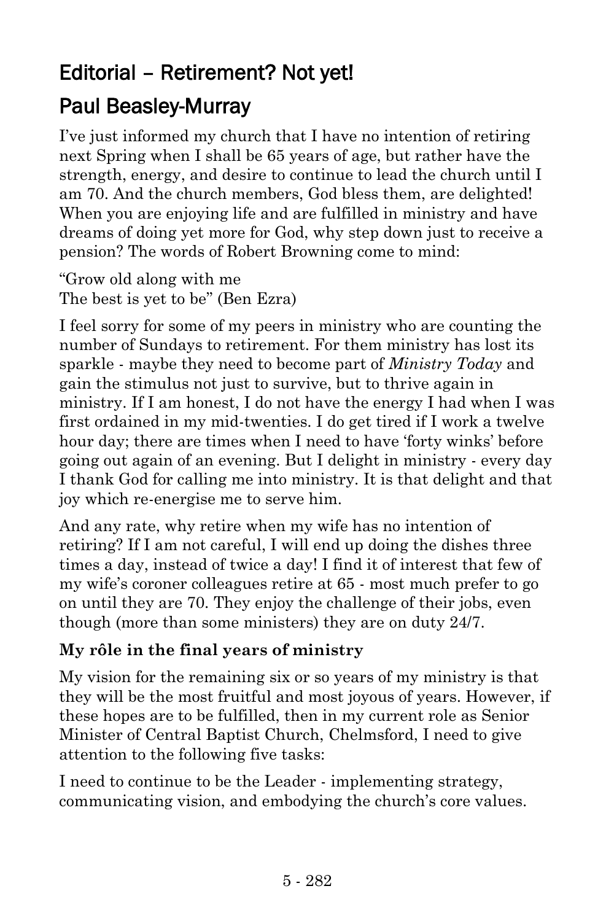# Editorial – Retirement? Not yet!

## Paul Beasley-Murray

I've just informed my church that I have no intention of retiring next Spring when I shall be 65 years of age, but rather have the strength, energy, and desire to continue to lead the church until I am 70. And the church members, God bless them, are delighted! When you are enjoying life and are fulfilled in ministry and have dreams of doing yet more for God, why step down just to receive a pension? The words of Robert Browning come to mind:

"Grow old along with me
The best is yet to be" (Ben Ezra)

I feel sorry for some of my peers in ministry who are counting the number of Sundays to retirement. For them ministry has lost its sparkle - maybe they need to become part of *Ministry Today* and gain the stimulus not just to survive, but to thrive again in ministry. If I am honest, I do not have the energy I had when I was first ordained in my mid-twenties. I do get tired if I work a twelve hour day; there are times when I need to have 'forty winks' before going out again of an evening. But I delight in ministry - every day I thank God for calling me into ministry. It is that delight and that joy which re-energise me to serve him.

And any rate, why retire when my wife has no intention of retiring? If I am not careful, I will end up doing the dishes three times a day, instead of twice a day! I find it of interest that few of my wife's coroner colleagues retire at 65 - most much prefer to go on until they are 70. They enjoy the challenge of their jobs, even though (more than some ministers) they are on duty 24/7.

**My rôle in the final years of ministry**

My vision for the remaining six or so years of my ministry is that they will be the most fruitful and most joyous of years. However, if these hopes are to be fulfilled, then in my current role as Senior Minister of Central Baptist Church, Chelmsford, I need to give attention to the following five tasks:

I need to continue to be the Leader - implementing strategy, communicating vision, and embodying the church's core values.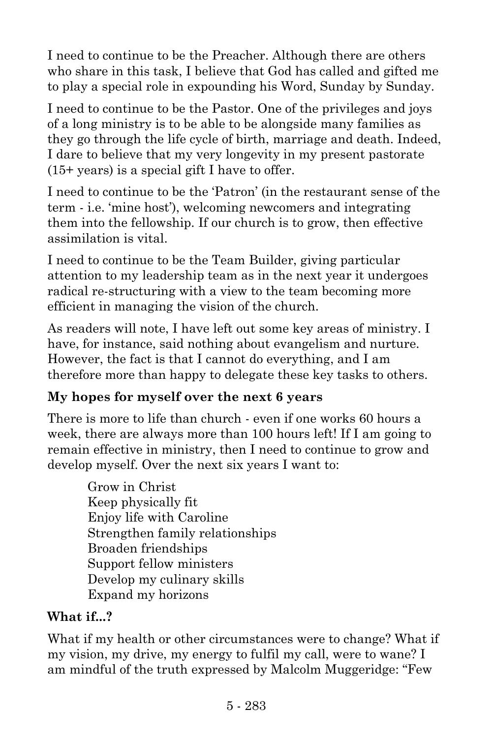I need to continue to be the Preacher. Although there are others who share in this task, I believe that God has called and gifted me to play a special role in expounding his Word, Sunday by Sunday.

I need to continue to be the Pastor. One of the privileges and joys of a long ministry is to be able to be alongside many families as they go through the life cycle of birth, marriage and death. Indeed, I dare to believe that my very longevity in my present pastorate (15+ years) is a special gift I have to offer.

I need to continue to be the 'Patron' (in the restaurant sense of the term - i.e. 'mine host'), welcoming newcomers and integrating them into the fellowship. If our church is to grow, then effective assimilation is vital.

I need to continue to be the Team Builder, giving particular attention to my leadership team as in the next year it undergoes radical re-structuring with a view to the team becoming more efficient in managing the vision of the church.

As readers will note, I have left out some key areas of ministry. I have, for instance, said nothing about evangelism and nurture. However, the fact is that I cannot do everything, and I am therefore more than happy to delegate these key tasks to others.

**My hopes for myself over the next 6 years**

There is more to life than church - even if one works 60 hours a week, there are always more than 100 hours left! If I am going to remain effective in ministry, then I need to continue to grow and develop myself. Over the next six years I want to:

Grow in Christ
Keep physically fit
Enjoy life with Caroline
Strengthen family relationships
Broaden friendships
Support fellow ministers
Develop my culinary skills
Expand my horizons

**What if...?**

What if my health or other circumstances were to change? What if my vision, my drive, my energy to fulfil my call, were to wane? I am mindful of the truth expressed by Malcolm Muggeridge: "Few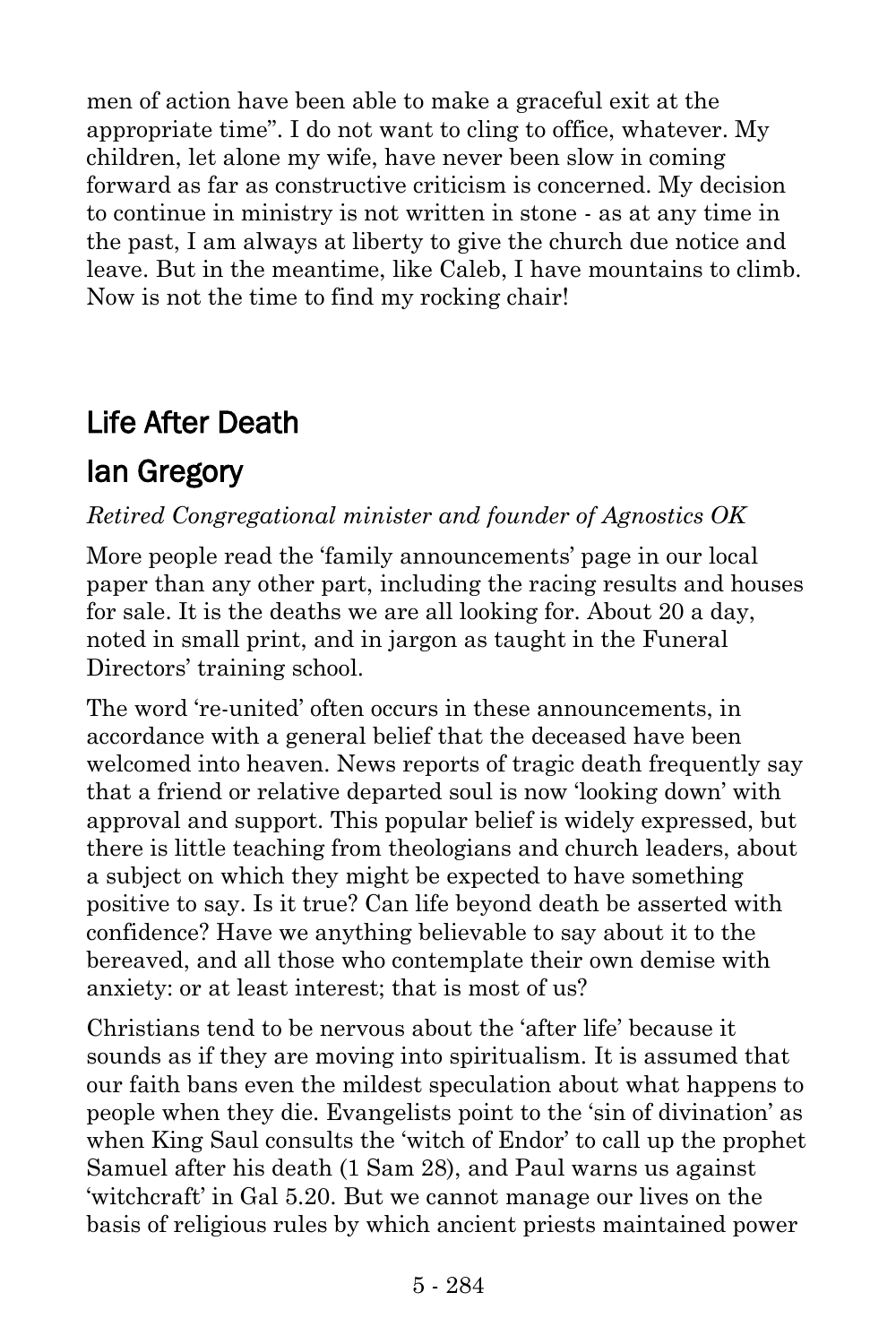men of action have been able to make a graceful exit at the appropriate time". I do not want to cling to office, whatever. My children, let alone my wife, have never been slow in coming forward as far as constructive criticism is concerned. My decision to continue in ministry is not written in stone - as at any time in the past, I am always at liberty to give the church due notice and leave. But in the meantime, like Caleb, I have mountains to climb. Now is not the time to find my rocking chair!

## Life After Death

## Ian Gregory

*Retired Congregational minister and founder of Agnostics OK*

More people read the 'family announcements' page in our local paper than any other part, including the racing results and houses for sale. It is the deaths we are all looking for. About 20 a day, noted in small print, and in jargon as taught in the Funeral Directors' training school.

The word 're-united' often occurs in these announcements, in accordance with a general belief that the deceased have been welcomed into heaven. News reports of tragic death frequently say that a friend or relative departed soul is now 'looking down' with approval and support. This popular belief is widely expressed, but there is little teaching from theologians and church leaders, about a subject on which they might be expected to have something positive to say. Is it true? Can life beyond death be asserted with confidence? Have we anything believable to say about it to the bereaved, and all those who contemplate their own demise with anxiety: or at least interest; that is most of us?

Christians tend to be nervous about the 'after life' because it sounds as if they are moving into spiritualism. It is assumed that our faith bans even the mildest speculation about what happens to people when they die. Evangelists point to the 'sin of divination' as when King Saul consults the 'witch of Endor' to call up the prophet Samuel after his death (1 Sam 28), and Paul warns us against 'witchcraft' in Gal 5.20. But we cannot manage our lives on the basis of religious rules by which ancient priests maintained power